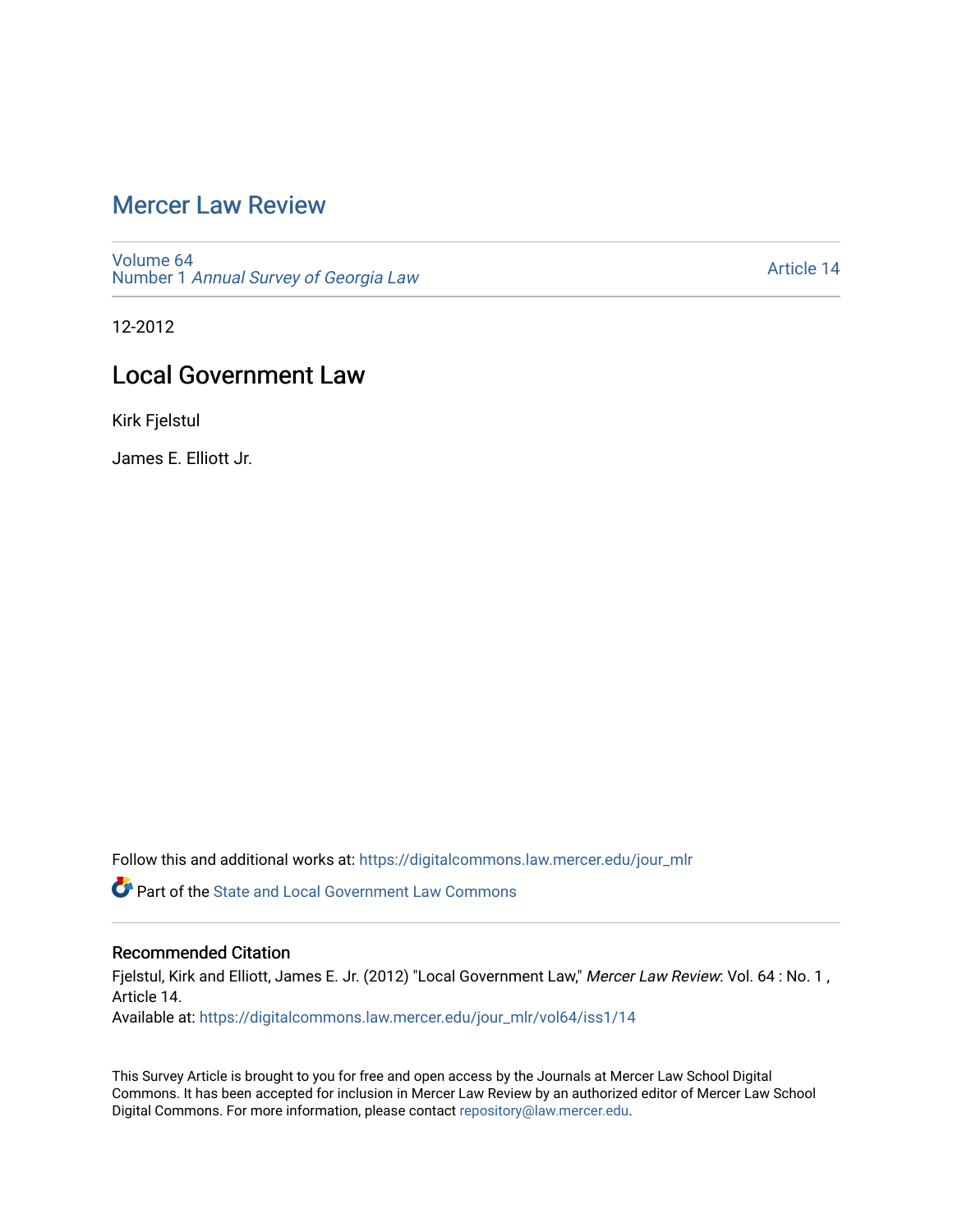# Mercer Law Review

Volume 64
Number 1 *Annual Survey of Georgia Law*

Article 14

12-2012

## Local Government Law

Kirk Fjelstul

James E. Elliott Jr.

Follow this and additional works at: https://digitalcommons.law.mercer.edu/jour_mlr

Part of the State and Local Government Law Commons

### Recommended Citation

Fjelstul, Kirk and Elliott, James E. Jr. (2012) "Local Government Law," *Mercer Law Review*: Vol. 64 : No. 1 , Article 14.

Available at: https://digitalcommons.law.mercer.edu/jour_mlr/vol64/iss1/14

This Survey Article is brought to you for free and open access by the Journals at Mercer Law School Digital Commons. It has been accepted for inclusion in Mercer Law Review by an authorized editor of Mercer Law School Digital Commons. For more information, please contact repository@law.mercer.edu.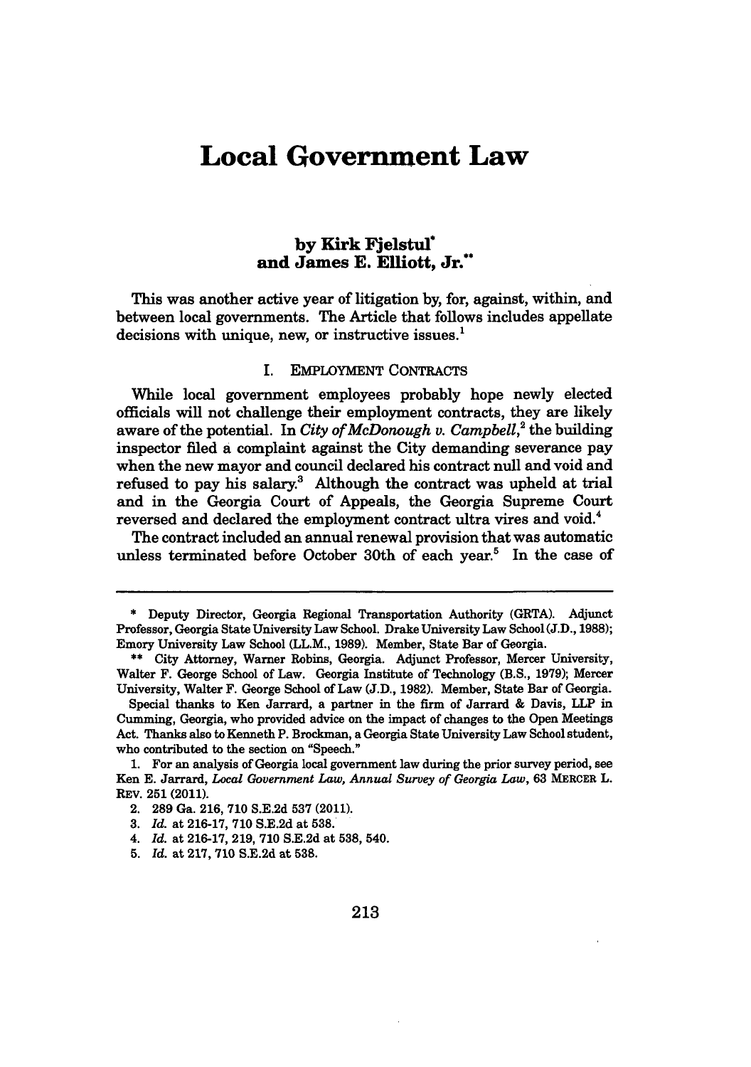# Local Government Law

**by Kirk Fjelstul\***
**and James E. Elliott, Jr.\*\***

This was another active year of litigation by, for, against, within, and between local governments. The Article that follows includes appellate decisions with unique, new, or instructive issues.[1]

## I. EMPLOYMENT CONTRACTS

While local government employees probably hope newly elected officials will not challenge their employment contracts, they are likely aware of the potential. In *City of McDonough v. Campbell*,[2] the building inspector filed a complaint against the City demanding severance pay when the new mayor and council declared his contract null and void and refused to pay his salary.[3] Although the contract was upheld at trial and in the Georgia Court of Appeals, the Georgia Supreme Court reversed and declared the employment contract ultra vires and void.[4]

The contract included an annual renewal provision that was automatic unless terminated before October 30th of each year.[5] In the case of

---

\* Deputy Director, Georgia Regional Transportation Authority (GRTA). Adjunct Professor, Georgia State University Law School. Drake University Law School (J.D., 1988); Emory University Law School (LL.M., 1989). Member, State Bar of Georgia.

\*\* City Attorney, Warner Robins, Georgia. Adjunct Professor, Mercer University, Walter F. George School of Law. Georgia Institute of Technology (B.S., 1979); Mercer University, Walter F. George School of Law (J.D., 1982). Member, State Bar of Georgia.

Special thanks to Ken Jarrard, a partner in the firm of Jarrard & Davis, LLP in Cumming, Georgia, who provided advice on the impact of changes to the Open Meetings Act. Thanks also to Kenneth P. Brockman, a Georgia State University Law School student, who contributed to the section on "Speech."

1. For an analysis of Georgia local government law during the prior survey period, see Ken E. Jarrard, *Local Government Law, Annual Survey of Georgia Law*, 63 MERCER L. REV. 251 (2011).

2. 289 Ga. 216, 710 S.E.2d 537 (2011).

3. *Id.* at 216-17, 710 S.E.2d at 538.

4. *Id.* at 216-17, 219, 710 S.E.2d at 538, 540.

5. *Id.* at 217, 710 S.E.2d at 538.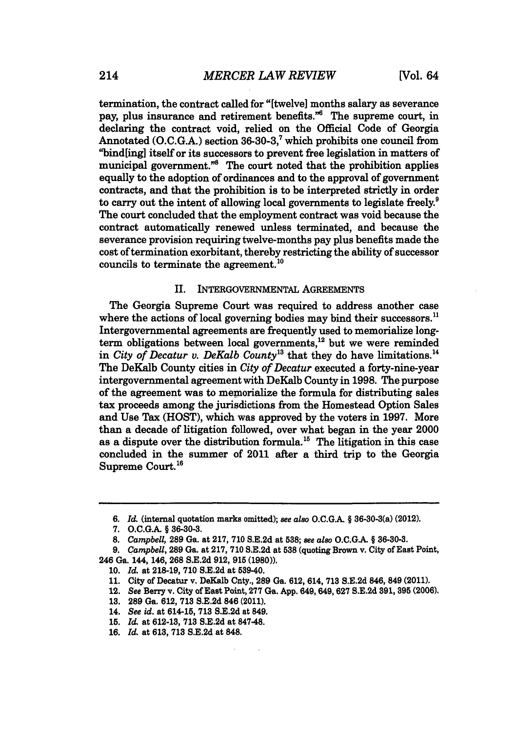termination, the contract called for "[twelve] months salary as severance pay, plus insurance and retirement benefits."[6] The supreme court, in declaring the contract void, relied on the Official Code of Georgia Annotated (O.C.G.A.) section 36-30-3,[7] which prohibits one council from "bind[ing] itself or its successors to prevent free legislation in matters of municipal government."[8] The court noted that the prohibition applies equally to the adoption of ordinances and to the approval of government contracts, and that the prohibition is to be interpreted strictly in order to carry out the intent of allowing local governments to legislate freely.[9] The court concluded that the employment contract was void because the contract automatically renewed unless terminated, and because the severance provision requiring twelve-months pay plus benefits made the cost of termination exorbitant, thereby restricting the ability of successor councils to terminate the agreement.[10]

## II. INTERGOVERNMENTAL AGREEMENTS

The Georgia Supreme Court was required to address another case where the actions of local governing bodies may bind their successors.[11] Intergovernmental agreements are frequently used to memorialize long-term obligations between local governments,[12] but we were reminded in *City of Decatur v. DeKalb County*[13] that they do have limitations.[14] The DeKalb County cities in *City of Decatur* executed a forty-nine-year intergovernmental agreement with DeKalb County in 1998. The purpose of the agreement was to memorialize the formula for distributing sales tax proceeds among the jurisdictions from the Homestead Option Sales and Use Tax (HOST), which was approved by the voters in 1997. More than a decade of litigation followed, over what began in the year 2000 as a dispute over the distribution formula.[15] The litigation in this case concluded in the summer of 2011 after a third trip to the Georgia Supreme Court.[16]

---

6. *Id.* (internal quotation marks omitted); *see also* O.C.G.A. § 36-30-3(a) (2012).
7. O.C.G.A. § 36-30-3.
8. *Campbell,* 289 Ga. at 217, 710 S.E.2d at 538; *see also* O.C.G.A. § 36-30-3.
9. *Campbell,* 289 Ga. at 217, 710 S.E.2d at 538 (quoting Brown v. City of East Point, 246 Ga. 144, 146, 268 S.E.2d 912, 915 (1980)).
10. *Id.* at 218-19, 710 S.E.2d at 539-40.
11. City of Decatur v. DeKalb Cnty., 289 Ga. 612, 614, 713 S.E.2d 846, 849 (2011).
12. *See* Berry v. City of East Point, 277 Ga. App. 649, 649, 627 S.E.2d 391, 395 (2006).
13. 289 Ga. 612, 713 S.E.2d 846 (2011).
14. *See id.* at 614-15, 713 S.E.2d at 849.
15. *Id.* at 612-13, 713 S.E.2d at 847-48.
16. *Id.* at 613, 713 S.E.2d at 848.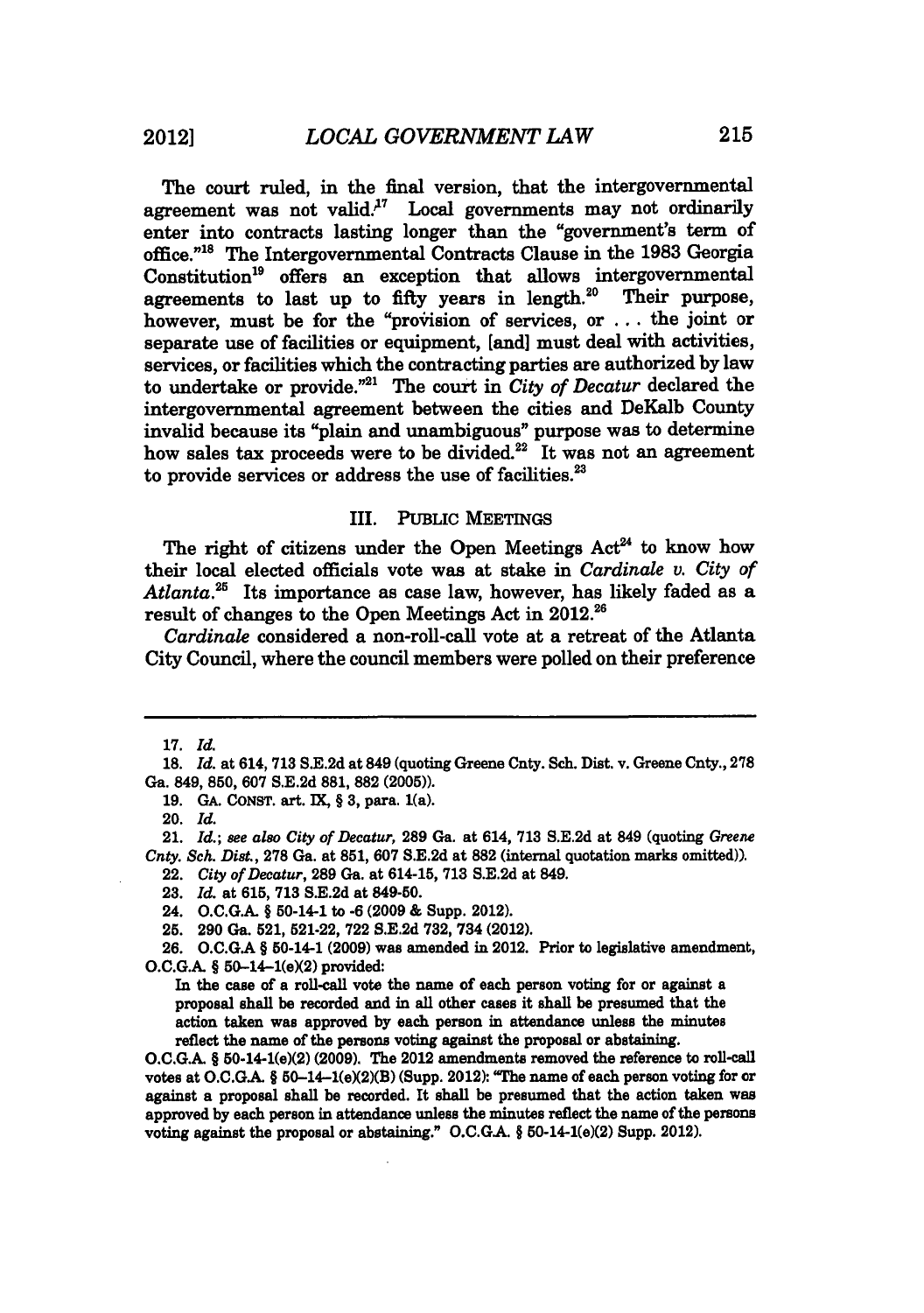The court ruled, in the final version, that the intergovernmental agreement was not valid.[17] Local governments may not ordinarily enter into contracts lasting longer than the "government's term of office."[18] The Intergovernmental Contracts Clause in the 1983 Georgia Constitution[19] offers an exception that allows intergovernmental agreements to last up to fifty years in length.[20] Their purpose, however, must be for the "provision of services, or . . . the joint or separate use of facilities or equipment, [and] must deal with activities, services, or facilities which the contracting parties are authorized by law to undertake or provide."[21] The court in *City of Decatur* declared the intergovernmental agreement between the cities and DeKalb County invalid because its "plain and unambiguous" purpose was to determine how sales tax proceeds were to be divided.[22] It was not an agreement to provide services or address the use of facilities.[23]

## III. PUBLIC MEETINGS

The right of citizens under the Open Meetings Act[24] to know how their local elected officials vote was at stake in *Cardinale v. City of Atlanta*.[25] Its importance as case law, however, has likely faded as a result of changes to the Open Meetings Act in 2012.[26]

*Cardinale* considered a non-roll-call vote at a retreat of the Atlanta City Council, where the council members were polled on their preference

---

17. *Id.*

18. *Id.* at 614, 713 S.E.2d at 849 (quoting Greene Cnty. Sch. Dist. v. Greene Cnty., 278 Ga. 849, 850, 607 S.E.2d 881, 882 (2005)).

19. GA. CONST. art. IX, § 3, para. 1(a).

20. *Id.*

21. *Id.*; *see also City of Decatur*, 289 Ga. at 614, 713 S.E.2d at 849 (quoting *Greene Cnty. Sch. Dist.*, 278 Ga. at 851, 607 S.E.2d at 882 (internal quotation marks omitted)).

22. *City of Decatur*, 289 Ga. at 614-15, 713 S.E.2d at 849.

23. *Id.* at 615, 713 S.E.2d at 849-50.

24. O.C.G.A. § 50-14-1 to -6 (2009 & Supp. 2012).

25. 290 Ga. 521, 521-22, 722 S.E.2d 732, 734 (2012).

26. O.C.G.A § 50-14-1 (2009) was amended in 2012. Prior to legislative amendment, O.C.G.A. § 50–14–1(e)(2) provided:

> In the case of a roll-call vote the name of each person voting for or against a proposal shall be recorded and in all other cases it shall be presumed that the action taken was approved by each person in attendance unless the minutes reflect the name of the persons voting against the proposal or abstaining.

O.C.G.A. § 50-14-1(e)(2) (2009). The 2012 amendments removed the reference to roll-call votes at O.C.G.A. § 50–14–1(e)(2)(B) (Supp. 2012): "The name of each person voting for or against a proposal shall be recorded. It shall be presumed that the action taken was approved by each person in attendance unless the minutes reflect the name of the persons voting against the proposal or abstaining." O.C.G.A. § 50-14-1(e)(2) Supp. 2012).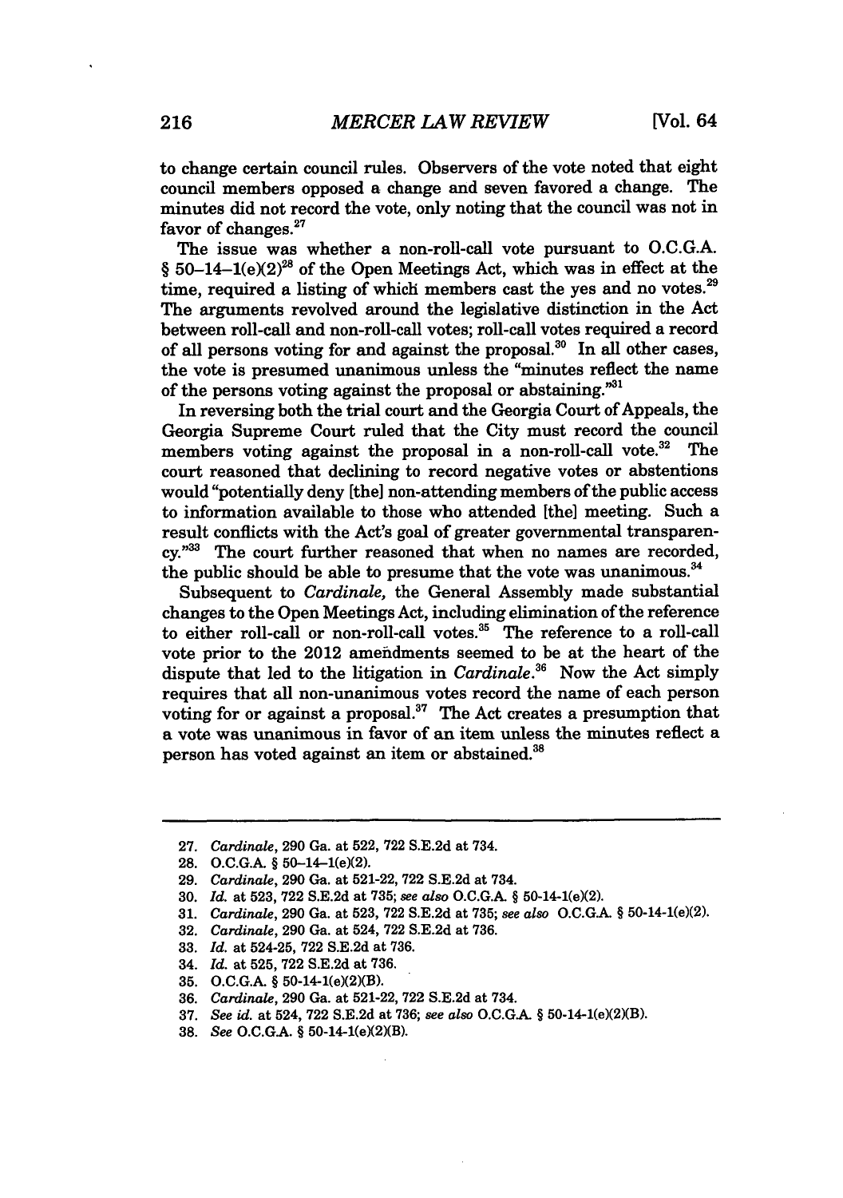to change certain council rules. Observers of the vote noted that eight council members opposed a change and seven favored a change. The minutes did not record the vote, only noting that the council was not in favor of changes.[27]

The issue was whether a non-roll-call vote pursuant to O.C.G.A. § 50–14–1(e)(2)[28] of the Open Meetings Act, which was in effect at the time, required a listing of which members cast the yes and no votes.[29] The arguments revolved around the legislative distinction in the Act between roll-call and non-roll-call votes; roll-call votes required a record of all persons voting for and against the proposal.[30] In all other cases, the vote is presumed unanimous unless the "minutes reflect the name of the persons voting against the proposal or abstaining."[31]

In reversing both the trial court and the Georgia Court of Appeals, the Georgia Supreme Court ruled that the City must record the council members voting against the proposal in a non-roll-call vote.[32] The court reasoned that declining to record negative votes or abstentions would "potentially deny [the] non-attending members of the public access to information available to those who attended [the] meeting. Such a result conflicts with the Act's goal of greater governmental transparency."[33] The court further reasoned that when no names are recorded, the public should be able to presume that the vote was unanimous.[34]

Subsequent to *Cardinale,* the General Assembly made substantial changes to the Open Meetings Act, including elimination of the reference to either roll-call or non-roll-call votes.[35] The reference to a roll-call vote prior to the 2012 amendments seemed to be at the heart of the dispute that led to the litigation in *Cardinale*.[36] Now the Act simply requires that all non-unanimous votes record the name of each person voting for or against a proposal.[37] The Act creates a presumption that a vote was unanimous in favor of an item unless the minutes reflect a person has voted against an item or abstained.[38]

---

27. *Cardinale*, 290 Ga. at 522, 722 S.E.2d at 734.
28. O.C.G.A. § 50–14–1(e)(2).
29. *Cardinale*, 290 Ga. at 521-22, 722 S.E.2d at 734.
30. *Id.* at 523, 722 S.E.2d at 735; *see also* O.C.G.A. § 50-14-1(e)(2).
31. *Cardinale*, 290 Ga. at 523, 722 S.E.2d at 735; *see also* O.C.G.A. § 50-14-1(e)(2).
32. *Cardinale*, 290 Ga. at 524, 722 S.E.2d at 736.
33. *Id.* at 524-25, 722 S.E.2d at 736.
34. *Id.* at 525, 722 S.E.2d at 736.
35. O.C.G.A. § 50-14-1(e)(2)(B).
36. *Cardinale*, 290 Ga. at 521-22, 722 S.E.2d at 734.
37. *See id.* at 524, 722 S.E.2d at 736; *see also* O.C.G.A. § 50-14-1(e)(2)(B).
38. *See* O.C.G.A. § 50-14-1(e)(2)(B).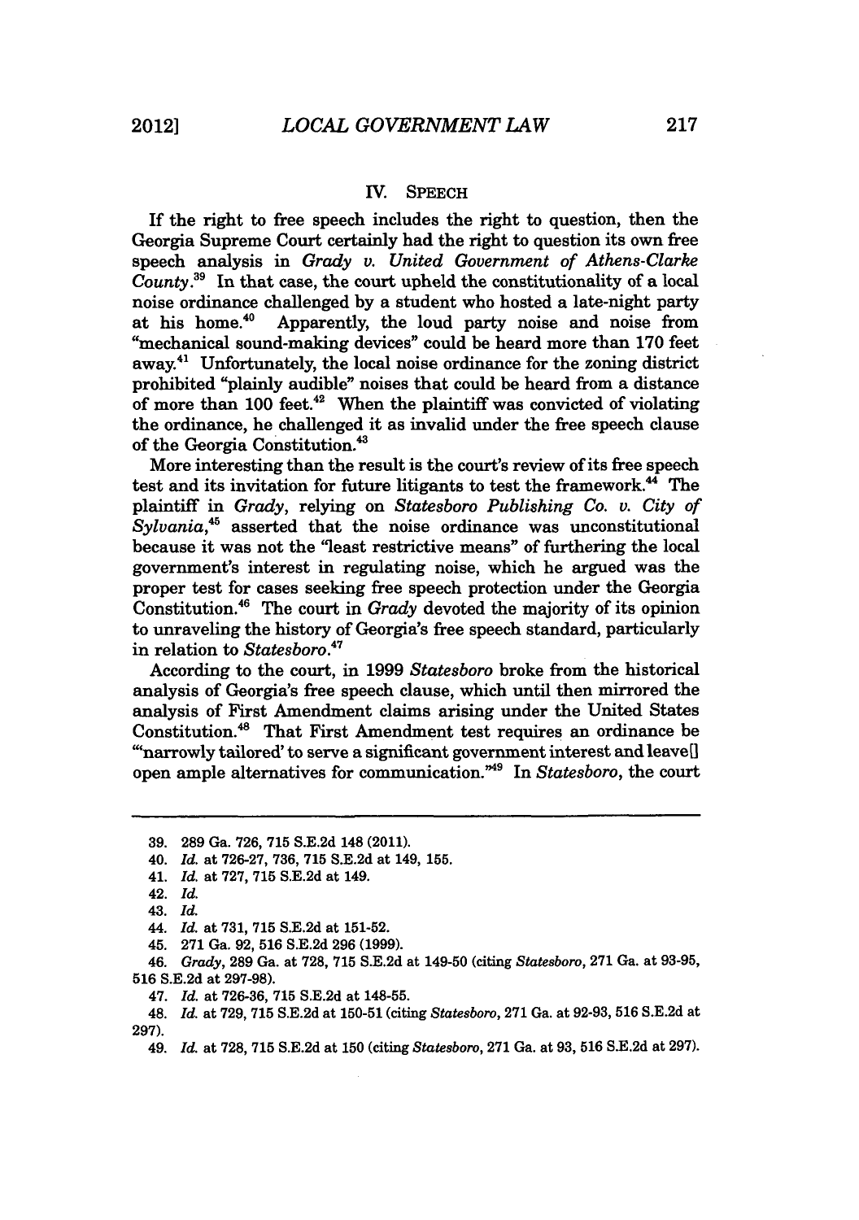## IV. SPEECH

If the right to free speech includes the right to question, then the Georgia Supreme Court certainly had the right to question its own free speech analysis in *Grady v. United Government of Athens-Clarke County*.[39] In that case, the court upheld the constitutionality of a local noise ordinance challenged by a student who hosted a late-night party at his home.[40] Apparently, the loud party noise and noise from "mechanical sound-making devices" could be heard more than 170 feet away.[41] Unfortunately, the local noise ordinance for the zoning district prohibited "plainly audible" noises that could be heard from a distance of more than 100 feet.[42] When the plaintiff was convicted of violating the ordinance, he challenged it as invalid under the free speech clause of the Georgia Constitution.[43]

More interesting than the result is the court's review of its free speech test and its invitation for future litigants to test the framework.[44] The plaintiff in *Grady*, relying on *Statesboro Publishing Co. v. City of Sylvania*,[45] asserted that the noise ordinance was unconstitutional because it was not the "least restrictive means" of furthering the local government's interest in regulating noise, which he argued was the proper test for cases seeking free speech protection under the Georgia Constitution.[46] The court in *Grady* devoted the majority of its opinion to unraveling the history of Georgia's free speech standard, particularly in relation to *Statesboro*.[47]

According to the court, in 1999 *Statesboro* broke from the historical analysis of Georgia's free speech clause, which until then mirrored the analysis of First Amendment claims arising under the United States Constitution.[48] That First Amendment test requires an ordinance be "'narrowly tailored' to serve a significant government interest and leave[] open ample alternatives for communication."[49] In *Statesboro*, the court

---

39. 289 Ga. 726, 715 S.E.2d 148 (2011).

40. *Id.* at 726-27, 736, 715 S.E.2d at 149, 155.

41. *Id.* at 727, 715 S.E.2d at 149.

42. *Id.*

43. *Id.*

44. *Id.* at 731, 715 S.E.2d at 151-52.

45. 271 Ga. 92, 516 S.E.2d 296 (1999).

46. *Grady*, 289 Ga. at 728, 715 S.E.2d at 149-50 (citing *Statesboro*, 271 Ga. at 93-95, 516 S.E.2d at 297-98).

47. *Id.* at 726-36, 715 S.E.2d at 148-55.

48. *Id.* at 729, 715 S.E.2d at 150-51 (citing *Statesboro*, 271 Ga. at 92-93, 516 S.E.2d at 297).

49. *Id.* at 728, 715 S.E.2d at 150 (citing *Statesboro*, 271 Ga. at 93, 516 S.E.2d at 297).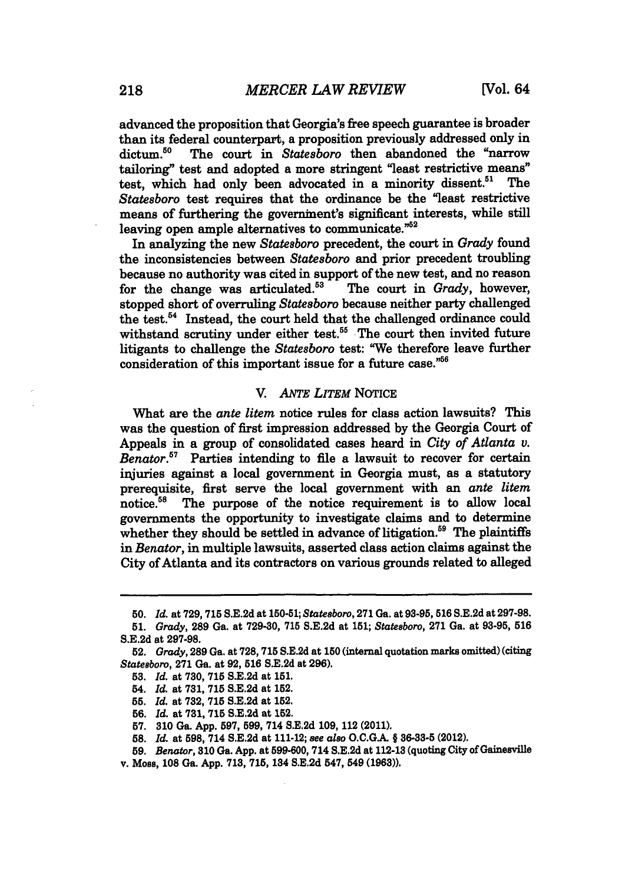advanced the proposition that Georgia's free speech guarantee is broader than its federal counterpart, a proposition previously addressed only in dictum.[50] The court in *Statesboro* then abandoned the "narrow tailoring" test and adopted a more stringent "least restrictive means" test, which had only been advocated in a minority dissent.[51] The *Statesboro* test requires that the ordinance be the "least restrictive means of furthering the government's significant interests, while still leaving open ample alternatives to communicate."[52]

In analyzing the new *Statesboro* precedent, the court in *Grady* found the inconsistencies between *Statesboro* and prior precedent troubling because no authority was cited in support of the new test, and no reason for the change was articulated.[53] The court in *Grady*, however, stopped short of overruling *Statesboro* because neither party challenged the test.[54] Instead, the court held that the challenged ordinance could withstand scrutiny under either test.[55] The court then invited future litigants to challenge the *Statesboro* test: "We therefore leave further consideration of this important issue for a future case."[56]

## V. *ANTE LITEM* NOTICE

What are the *ante litem* notice rules for class action lawsuits? This was the question of first impression addressed by the Georgia Court of Appeals in a group of consolidated cases heard in *City of Atlanta v. Benator*.[57] Parties intending to file a lawsuit to recover for certain injuries against a local government in Georgia must, as a statutory prerequisite, first serve the local government with an *ante litem* notice.[58] The purpose of the notice requirement is to allow local governments the opportunity to investigate claims and to determine whether they should be settled in advance of litigation.[59] The plaintiffs in *Benator*, in multiple lawsuits, asserted class action claims against the City of Atlanta and its contractors on various grounds related to alleged

---

50. *Id.* at 729, 715 S.E.2d at 150-51; *Statesboro*, 271 Ga. at 93-95, 516 S.E.2d at 297-98.

51. *Grady*, 289 Ga. at 729-30, 715 S.E.2d at 151; *Statesboro*, 271 Ga. at 93-95, 516 S.E.2d at 297-98.

52. *Grady*, 289 Ga. at 728, 715 S.E.2d at 150 (internal quotation marks omitted) (citing *Statesboro*, 271 Ga. at 92, 516 S.E.2d at 296).

53. *Id.* at 730, 715 S.E.2d at 151.

54. *Id.* at 731, 715 S.E.2d at 152.

55. *Id.* at 732, 715 S.E.2d at 152.

56. *Id.* at 731, 715 S.E.2d at 152.

57. 310 Ga. App. 597, 599, 714 S.E.2d 109, 112 (2011).

58. *Id.* at 598, 714 S.E.2d at 111-12; *see also* O.C.G.A. § 36-33-5 (2012).

59. *Benator*, 310 Ga. App. at 599-600, 714 S.E.2d at 112-13 (quoting City of Gainesville v. Moss, 108 Ga. App. 713, 715, 134 S.E.2d 547, 549 (1963)).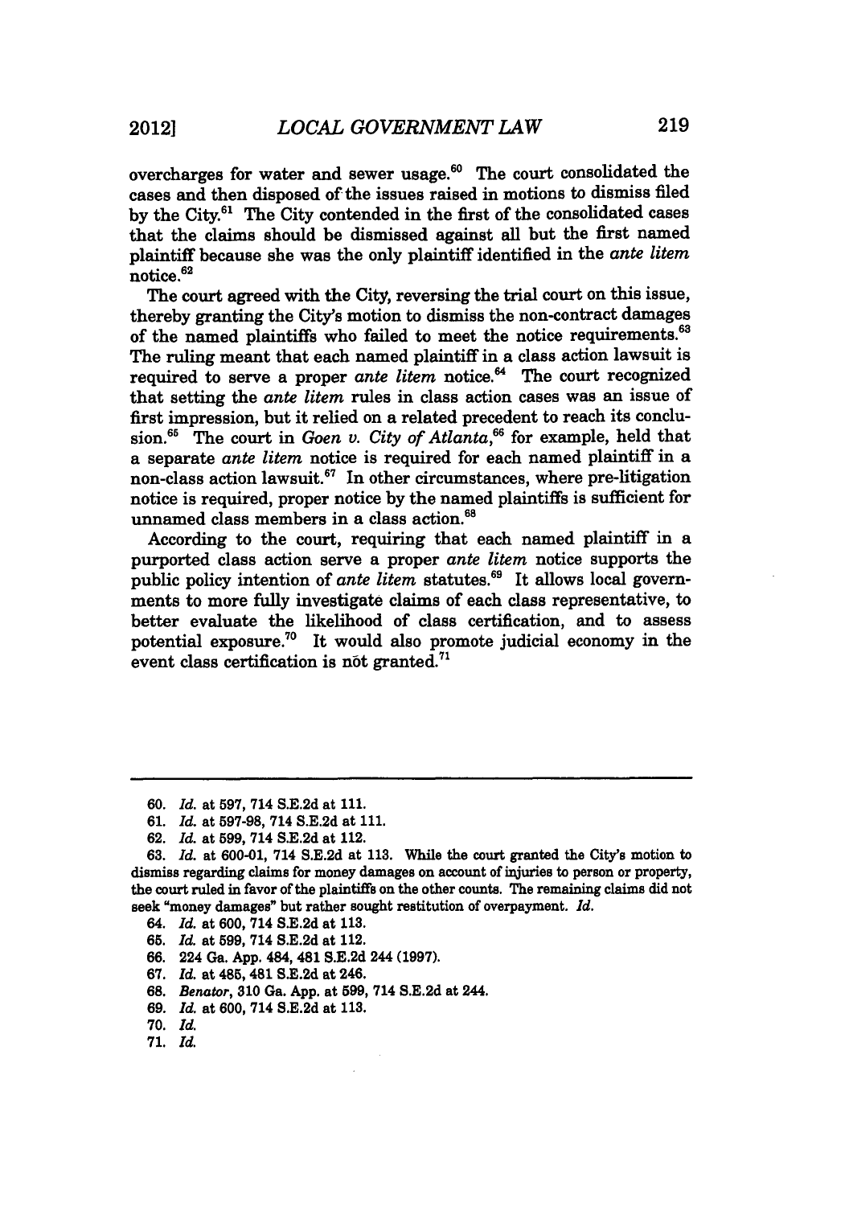overcharges for water and sewer usage.[60] The court consolidated the cases and then disposed of the issues raised in motions to dismiss filed by the City.[61] The City contended in the first of the consolidated cases that the claims should be dismissed against all but the first named plaintiff because she was the only plaintiff identified in the *ante litem* notice.[62]

The court agreed with the City, reversing the trial court on this issue, thereby granting the City's motion to dismiss the non-contract damages of the named plaintiffs who failed to meet the notice requirements.[63] The ruling meant that each named plaintiff in a class action lawsuit is required to serve a proper *ante litem* notice.[64] The court recognized that setting the *ante litem* rules in class action cases was an issue of first impression, but it relied on a related precedent to reach its conclusion.[65] The court in *Goen v. City of Atlanta*,[66] for example, held that a separate *ante litem* notice is required for each named plaintiff in a non-class action lawsuit.[67] In other circumstances, where pre-litigation notice is required, proper notice by the named plaintiffs is sufficient for unnamed class members in a class action.[68]

According to the court, requiring that each named plaintiff in a purported class action serve a proper *ante litem* notice supports the public policy intention of *ante litem* statutes.[69] It allows local governments to more fully investigate claims of each class representative, to better evaluate the likelihood of class certification, and to assess potential exposure.[70] It would also promote judicial economy in the event class certification is not granted.[71]

---

60. *Id.* at 597, 714 S.E.2d at 111.

61. *Id.* at 597-98, 714 S.E.2d at 111.

62. *Id.* at 599, 714 S.E.2d at 112.

63. *Id.* at 600-01, 714 S.E.2d at 113. While the court granted the City's motion to dismiss regarding claims for money damages on account of injuries to person or property, the court ruled in favor of the plaintiffs on the other counts. The remaining claims did not seek "money damages" but rather sought restitution of overpayment. *Id.*

64. *Id.* at 600, 714 S.E.2d at 113.

65. *Id.* at 599, 714 S.E.2d at 112.

66. 224 Ga. App. 484, 481 S.E.2d 244 (1997).

67. *Id.* at 485, 481 S.E.2d at 246.

68. *Benator*, 310 Ga. App. at 599, 714 S.E.2d at 244.

69. *Id.* at 600, 714 S.E.2d at 113.

70. *Id.*

71. *Id.*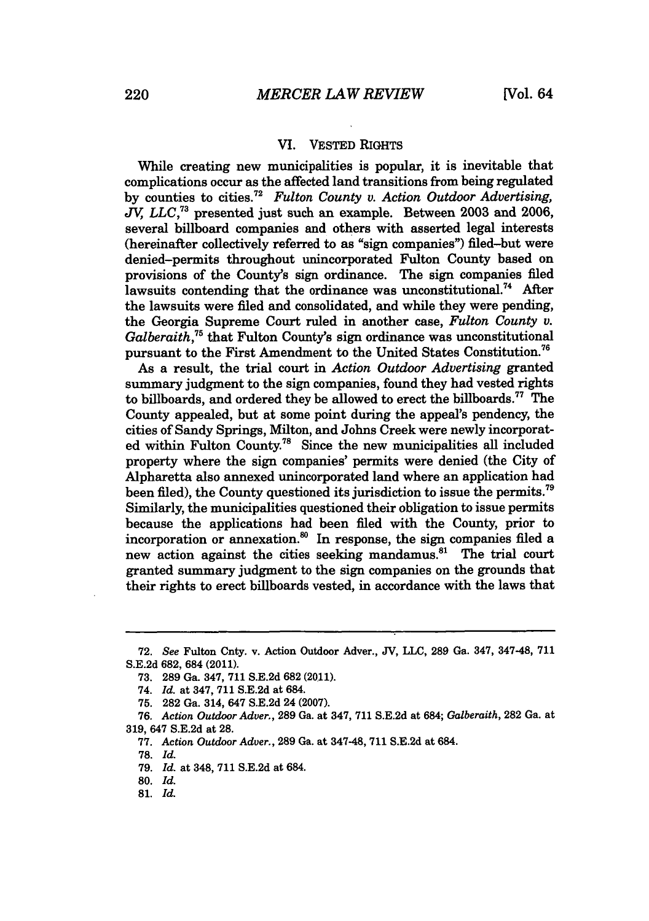## VI. VESTED RIGHTS

While creating new municipalities is popular, it is inevitable that complications occur as the affected land transitions from being regulated by counties to cities.[72] *Fulton County v. Action Outdoor Advertising, JV, LLC*,[73] presented just such an example. Between 2003 and 2006, several billboard companies and others with asserted legal interests (hereinafter collectively referred to as "sign companies") filed–but were denied–permits throughout unincorporated Fulton County based on provisions of the County's sign ordinance. The sign companies filed lawsuits contending that the ordinance was unconstitutional.[74] After the lawsuits were filed and consolidated, and while they were pending, the Georgia Supreme Court ruled in another case, *Fulton County v. Galberaith*,[75] that Fulton County's sign ordinance was unconstitutional pursuant to the First Amendment to the United States Constitution.[76]

As a result, the trial court in *Action Outdoor Advertising* granted summary judgment to the sign companies, found they had vested rights to billboards, and ordered they be allowed to erect the billboards.[77] The County appealed, but at some point during the appeal's pendency, the cities of Sandy Springs, Milton, and Johns Creek were newly incorporated within Fulton County.[78] Since the new municipalities all included property where the sign companies' permits were denied (the City of Alpharetta also annexed unincorporated land where an application had been filed), the County questioned its jurisdiction to issue the permits.[79] Similarly, the municipalities questioned their obligation to issue permits because the applications had been filed with the County, prior to incorporation or annexation.[80] In response, the sign companies filed a new action against the cities seeking mandamus.[81] The trial court granted summary judgment to the sign companies on the grounds that their rights to erect billboards vested, in accordance with the laws that

---

72. *See* Fulton Cnty. v. Action Outdoor Adver., JV, LLC, 289 Ga. 347, 347-48, 711 S.E.2d 682, 684 (2011).

73. 289 Ga. 347, 711 S.E.2d 682 (2011).

74. *Id.* at 347, 711 S.E.2d at 684.

75. 282 Ga. 314, 647 S.E.2d 24 (2007).

76. *Action Outdoor Adver.*, 289 Ga. at 347, 711 S.E.2d at 684; *Galberaith*, 282 Ga. at 319, 647 S.E.2d at 28.

77. *Action Outdoor Adver.*, 289 Ga. at 347-48, 711 S.E.2d at 684.

78. *Id.*

79. *Id.* at 348, 711 S.E.2d at 684.

80. *Id.*

81. *Id.*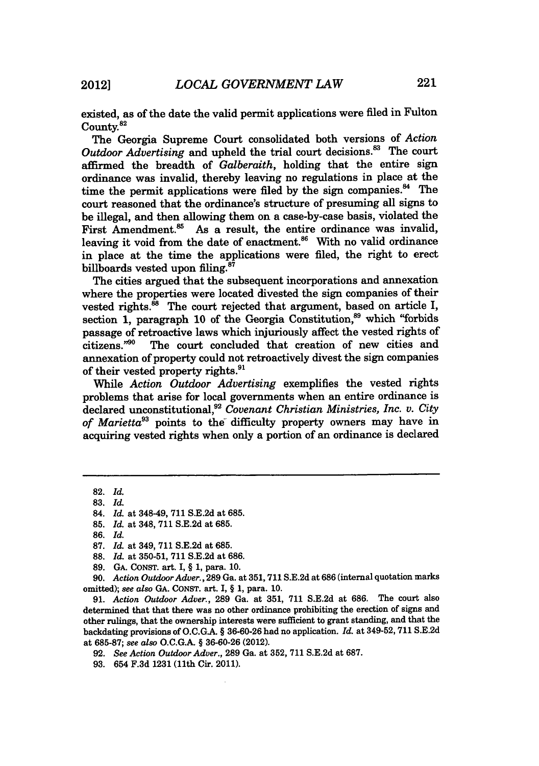existed, as of the date the valid permit applications were filed in Fulton County.[82]

The Georgia Supreme Court consolidated both versions of *Action Outdoor Advertising* and upheld the trial court decisions.[83] The court affirmed the breadth of *Galberaith*, holding that the entire sign ordinance was invalid, thereby leaving no regulations in place at the time the permit applications were filed by the sign companies.[84] The court reasoned that the ordinance's structure of presuming all signs to be illegal, and then allowing them on a case-by-case basis, violated the First Amendment.[85] As a result, the entire ordinance was invalid, leaving it void from the date of enactment.[86] With no valid ordinance in place at the time the applications were filed, the right to erect billboards vested upon filing.[87]

The cities argued that the subsequent incorporations and annexation where the properties were located divested the sign companies of their vested rights.[88] The court rejected that argument, based on article I, section 1, paragraph 10 of the Georgia Constitution,[89] which "forbids passage of retroactive laws which injuriously affect the vested rights of citizens."[90] The court concluded that creation of new cities and annexation of property could not retroactively divest the sign companies of their vested property rights.[91]

While *Action Outdoor Advertising* exemplifies the vested rights problems that arise for local governments when an entire ordinance is declared unconstitutional,[92] *Covenant Christian Ministries, Inc. v. City of Marietta*[93] points to the difficulty property owners may have in acquiring vested rights when only a portion of an ordinance is declared

---

82. *Id.*

83. *Id.*

84. *Id.* at 348-49, 711 S.E.2d at 685.

85. *Id.* at 348, 711 S.E.2d at 685.

86. *Id.*

87. *Id.* at 349, 711 S.E.2d at 685.

88. *Id.* at 350-51, 711 S.E.2d at 686.

89. GA. CONST. art. I, § 1, para. 10.

90. *Action Outdoor Adver.*, 289 Ga. at 351, 711 S.E.2d at 686 (internal quotation marks omitted); *see also* GA. CONST. art. I, § 1, para. 10.

91. *Action Outdoor Adver.*, 289 Ga. at 351, 711 S.E.2d at 686. The court also determined that that there was no other ordinance prohibiting the erection of signs and other rulings, that the ownership interests were sufficient to grant standing, and that the backdating provisions of O.C.G.A. § 36-60-26 had no application. *Id.* at 349-52, 711 S.E.2d at 685-87; *see also* O.C.G.A. § 36-60-26 (2012).

92. *See Action Outdoor Adver.*, 289 Ga. at 352, 711 S.E.2d at 687.

93. 654 F.3d 1231 (11th Cir. 2011).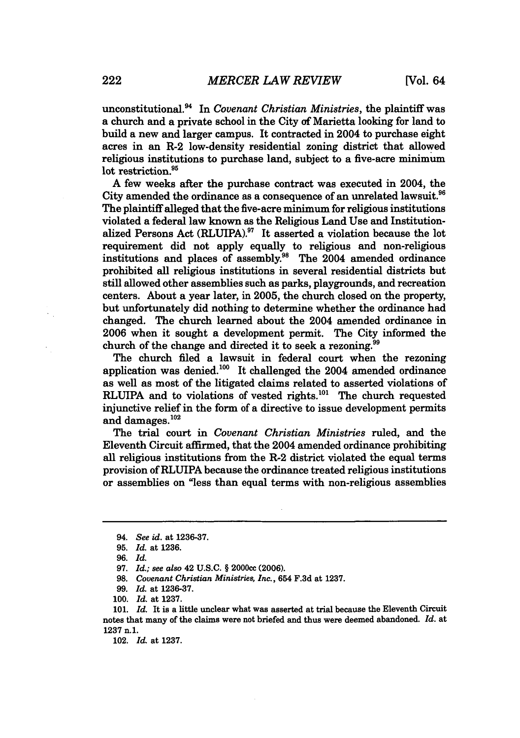unconstitutional.[94] In *Covenant Christian Ministries*, the plaintiff was a church and a private school in the City of Marietta looking for land to build a new and larger campus. It contracted in 2004 to purchase eight acres in an R-2 low-density residential zoning district that allowed religious institutions to purchase land, subject to a five-acre minimum lot restriction.[95]

A few weeks after the purchase contract was executed in 2004, the City amended the ordinance as a consequence of an unrelated lawsuit.[96] The plaintiff alleged that the five-acre minimum for religious institutions violated a federal law known as the Religious Land Use and Institutionalized Persons Act (RLUIPA).[97] It asserted a violation because the lot requirement did not apply equally to religious and non-religious institutions and places of assembly.[98] The 2004 amended ordinance prohibited all religious institutions in several residential districts but still allowed other assemblies such as parks, playgrounds, and recreation centers. About a year later, in 2005, the church closed on the property, but unfortunately did nothing to determine whether the ordinance had changed. The church learned about the 2004 amended ordinance in 2006 when it sought a development permit. The City informed the church of the change and directed it to seek a rezoning.[99]

The church filed a lawsuit in federal court when the rezoning application was denied.[100] It challenged the 2004 amended ordinance as well as most of the litigated claims related to asserted violations of RLUIPA and to violations of vested rights.[101] The church requested injunctive relief in the form of a directive to issue development permits and damages.[102]

The trial court in *Covenant Christian Ministries* ruled, and the Eleventh Circuit affirmed, that the 2004 amended ordinance prohibiting all religious institutions from the R-2 district violated the equal terms provision of RLUIPA because the ordinance treated religious institutions or assemblies on "less than equal terms with non-religious assemblies

---

94. *See id.* at 1236-37.

95. *Id.* at 1236.

96. *Id.*

97. *Id.*; *see also* 42 U.S.C. § 2000cc (2006).

98. *Covenant Christian Ministries, Inc.*, 654 F.3d at 1237.

99. *Id.* at 1236-37.

100. *Id.* at 1237.

101. *Id.* It is a little unclear what was asserted at trial because the Eleventh Circuit notes that many of the claims were not briefed and thus were deemed abandoned. *Id.* at 1237 n.1.

102. *Id.* at 1237.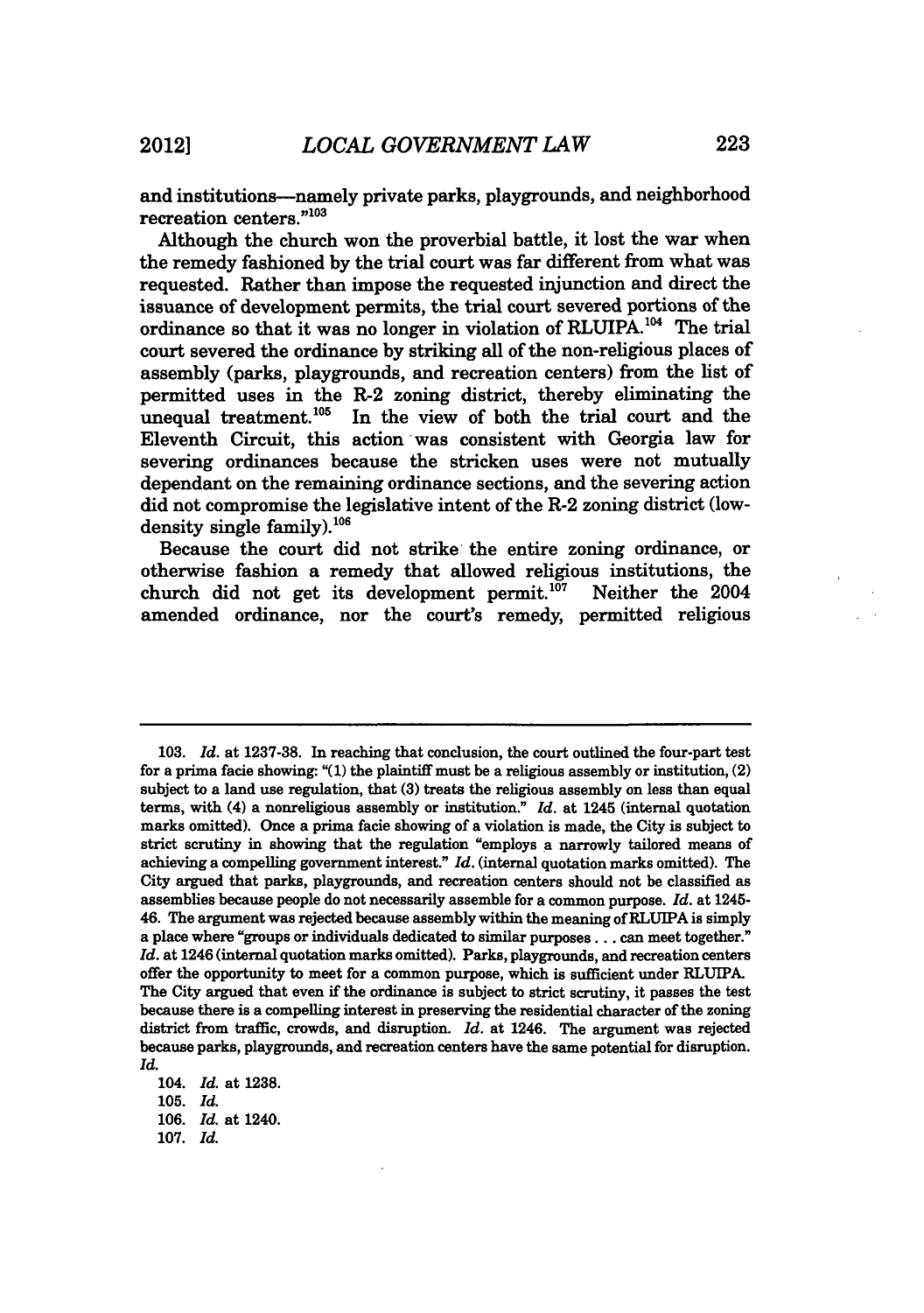and institutions—namely private parks, playgrounds, and neighborhood recreation centers."[103]

Although the church won the proverbial battle, it lost the war when the remedy fashioned by the trial court was far different from what was requested. Rather than impose the requested injunction and direct the issuance of development permits, the trial court severed portions of the ordinance so that it was no longer in violation of RLUIPA.[104] The trial court severed the ordinance by striking all of the non-religious places of assembly (parks, playgrounds, and recreation centers) from the list of permitted uses in the R-2 zoning district, thereby eliminating the unequal treatment.[105] In the view of both the trial court and the Eleventh Circuit, this action was consistent with Georgia law for severing ordinances because the stricken uses were not mutually dependant on the remaining ordinance sections, and the severing action did not compromise the legislative intent of the R-2 zoning district (low-density single family).[106]

Because the court did not strike the entire zoning ordinance, or otherwise fashion a remedy that allowed religious institutions, the church did not get its development permit.[107] Neither the 2004 amended ordinance, nor the court's remedy, permitted religious

---

103. *Id.* at 1237-38. In reaching that conclusion, the court outlined the four-part test for a prima facie showing: "(1) the plaintiff must be a religious assembly or institution, (2) subject to a land use regulation, that (3) treats the religious assembly on less than equal terms, with (4) a nonreligious assembly or institution." *Id.* at 1245 (internal quotation marks omitted). Once a prima facie showing of a violation is made, the City is subject to strict scrutiny in showing that the regulation "employs a narrowly tailored means of achieving a compelling government interest." *Id.* (internal quotation marks omitted). The City argued that parks, playgrounds, and recreation centers should not be classified as assemblies because people do not necessarily assemble for a common purpose. *Id.* at 1245-46. The argument was rejected because assembly within the meaning of RLUIPA is simply a place where "groups or individuals dedicated to similar purposes . . . can meet together." *Id.* at 1246 (internal quotation marks omitted). Parks, playgrounds, and recreation centers offer the opportunity to meet for a common purpose, which is sufficient under RLUIPA. The City argued that even if the ordinance is subject to strict scrutiny, it passes the test because there is a compelling interest in preserving the residential character of the zoning district from traffic, crowds, and disruption. *Id.* at 1246. The argument was rejected because parks, playgrounds, and recreation centers have the same potential for disruption. *Id.*

104. *Id.* at 1238.

105. *Id.*

106. *Id.* at 1240.

107. *Id.*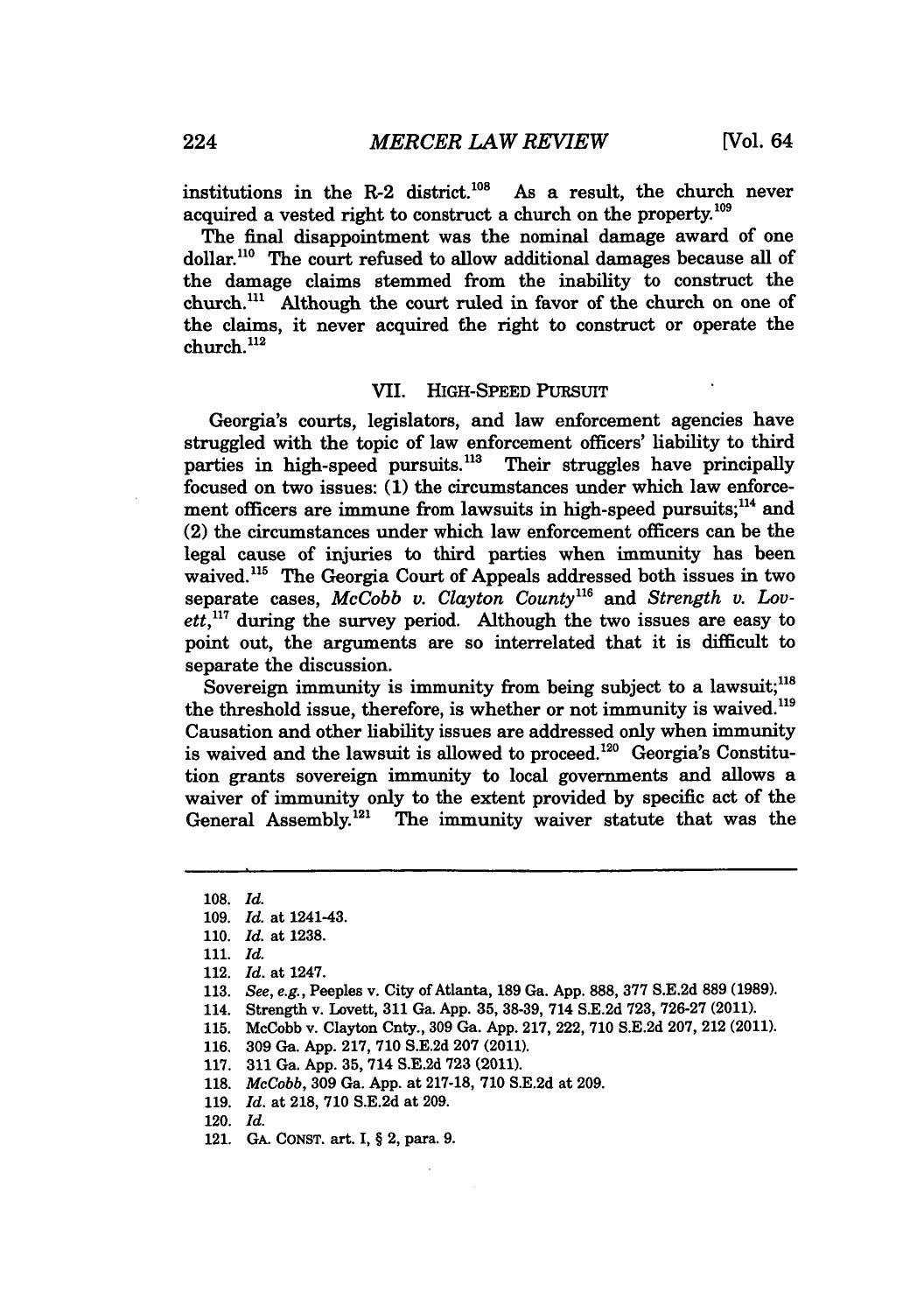institutions in the R-2 district.[108] As a result, the church never acquired a vested right to construct a church on the property.[109]

The final disappointment was the nominal damage award of one dollar.[110] The court refused to allow additional damages because all of the damage claims stemmed from the inability to construct the church.[111] Although the court ruled in favor of the church on one of the claims, it never acquired the right to construct or operate the church.[112]

## VII. HIGH-SPEED PURSUIT

Georgia's courts, legislators, and law enforcement agencies have struggled with the topic of law enforcement officers' liability to third parties in high-speed pursuits.[113] Their struggles have principally focused on two issues: (1) the circumstances under which law enforcement officers are immune from lawsuits in high-speed pursuits;[114] and (2) the circumstances under which law enforcement officers can be the legal cause of injuries to third parties when immunity has been waived.[115] The Georgia Court of Appeals addressed both issues in two separate cases, *McCobb v. Clayton County*[116] and *Strength v. Lovett*,[117] during the survey period. Although the two issues are easy to point out, the arguments are so interrelated that it is difficult to separate the discussion.

Sovereign immunity is immunity from being subject to a lawsuit;[118] the threshold issue, therefore, is whether or not immunity is waived.[119] Causation and other liability issues are addressed only when immunity is waived and the lawsuit is allowed to proceed.[120] Georgia's Constitution grants sovereign immunity to local governments and allows a waiver of immunity only to the extent provided by specific act of the General Assembly.[121] The immunity waiver statute that was the

---

108. *Id.*
109. *Id.* at 1241-43.
110. *Id.* at 1238.
111. *Id.*
112. *Id.* at 1247.
113. *See, e.g.*, Peeples v. City of Atlanta, 189 Ga. App. 888, 377 S.E.2d 889 (1989).
114. Strength v. Lovett, 311 Ga. App. 35, 38-39, 714 S.E.2d 723, 726-27 (2011).
115. McCobb v. Clayton Cnty., 309 Ga. App. 217, 222, 710 S.E.2d 207, 212 (2011).
116. 309 Ga. App. 217, 710 S.E.2d 207 (2011).
117. 311 Ga. App. 35, 714 S.E.2d 723 (2011).
118. *McCobb*, 309 Ga. App. at 217-18, 710 S.E.2d at 209.
119. *Id.* at 218, 710 S.E.2d at 209.
120. *Id.*
121. GA. CONST. art. I, § 2, para. 9.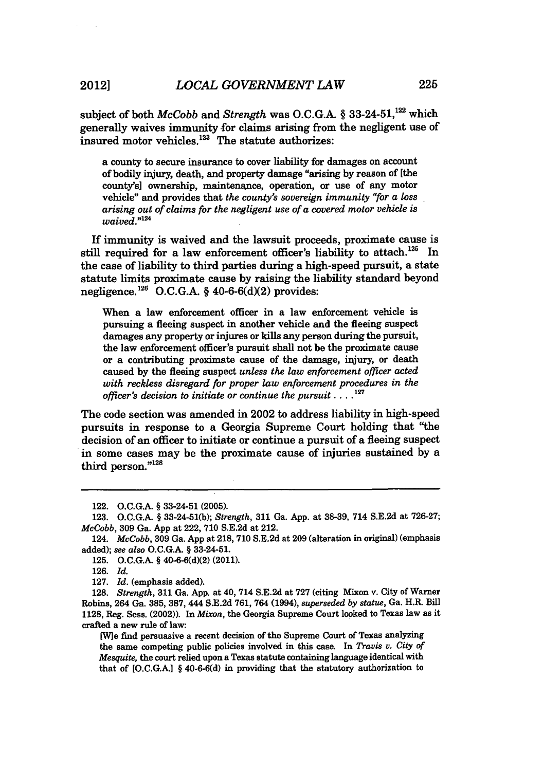subject of both *McCobb* and *Strength* was O.C.G.A. § 33-24-51,[122] which generally waives immunity for claims arising from the negligent use of insured motor vehicles.[123] The statute authorizes:

> a county to secure insurance to cover liability for damages on account of bodily injury, death, and property damage "arising by reason of [the county's] ownership, maintenance, operation, or use of any motor vehicle" and provides that *the county's sovereign immunity "for a loss arising out of claims for the negligent use of a covered motor vehicle is waived."*[124]

If immunity is waived and the lawsuit proceeds, proximate cause is still required for a law enforcement officer's liability to attach.[125] In the case of liability to third parties during a high-speed pursuit, a state statute limits proximate cause by raising the liability standard beyond negligence.[126] O.C.G.A. § 40-6-6(d)(2) provides:

> When a law enforcement officer in a law enforcement vehicle is pursuing a fleeing suspect in another vehicle and the fleeing suspect damages any property or injures or kills any person during the pursuit, the law enforcement officer's pursuit shall not be the proximate cause or a contributing proximate cause of the damage, injury, or death caused by the fleeing suspect *unless the law enforcement officer acted with reckless disregard for proper law enforcement procedures in the officer's decision to initiate or continue the pursuit* . . . .[127]

The code section was amended in 2002 to address liability in high-speed pursuits in response to a Georgia Supreme Court holding that "the decision of an officer to initiate or continue a pursuit of a fleeing suspect in some cases may be the proximate cause of injuries sustained by a third person."[128]

---

122. O.C.G.A. § 33-24-51 (2005).

123. O.C.G.A. § 33-24-51(b); *Strength*, 311 Ga. App. at 38-39, 714 S.E.2d at 726-27; *McCobb*, 309 Ga. App at 222, 710 S.E.2d at 212.

124. *McCobb*, 309 Ga. App at 218, 710 S.E.2d at 209 (alteration in original) (emphasis added); *see also* O.C.G.A. § 33-24-51.

125. O.C.G.A. § 40-6-6(d)(2) (2011).

126. *Id.*

127. *Id.* (emphasis added).

128. *Strength*, 311 Ga. App. at 40, 714 S.E.2d at 727 (citing Mixon v. City of Warner Robins, 264 Ga. 385, 387, 444 S.E.2d 761, 764 (1994), *superseded by statue*, Ga. H.R. Bill 1128, Reg. Sess. (2002)). In *Mixon*, the Georgia Supreme Court looked to Texas law as it crafted a new rule of law:

> [W]e find persuasive a recent decision of the Supreme Court of Texas analyzing the same competing public policies involved in this case. In *Travis v. City of Mesquite*, the court relied upon a Texas statute containing language identical with that of [O.C.G.A.] § 40-6-6(d) in providing that the statutory authorization to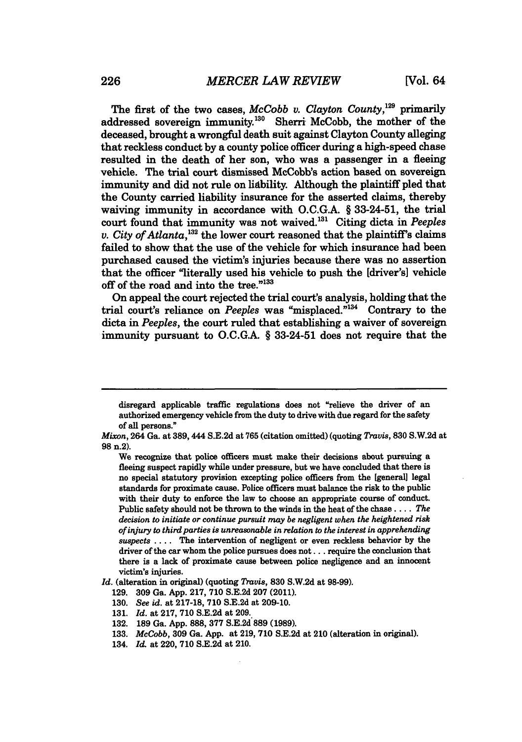The first of the two cases, *McCobb v. Clayton County*,[129] primarily addressed sovereign immunity.[130] Sherri McCobb, the mother of the deceased, brought a wrongful death suit against Clayton County alleging that reckless conduct by a county police officer during a high-speed chase resulted in the death of her son, who was a passenger in a fleeing vehicle. The trial court dismissed McCobb's action based on sovereign immunity and did not rule on liability. Although the plaintiff pled that the County carried liability insurance for the asserted claims, thereby waiving immunity in accordance with O.C.G.A. § 33-24-51, the trial court found that immunity was not waived.[131] Citing dicta in *Peeples v. City of Atlanta*,[132] the lower court reasoned that the plaintiff's claims failed to show that the use of the vehicle for which insurance had been purchased caused the victim's injuries because there was no assertion that the officer "literally used his vehicle to push the [driver's] vehicle off of the road and into the tree."[133]

On appeal the court rejected the trial court's analysis, holding that the trial court's reliance on *Peeples* was "misplaced."[134] Contrary to the dicta in *Peeples*, the court ruled that establishing a waiver of sovereign immunity pursuant to O.C.G.A. § 33-24-51 does not require that the

---

disregard applicable traffic regulations does not "relieve the driver of an authorized emergency vehicle from the duty to drive with due regard for the safety of all persons."

*Mixon*, 264 Ga. at 389, 444 S.E.2d at 765 (citation omitted) (quoting *Travis*, 830 S.W.2d at 98 n.2).

> We recognize that police officers must make their decisions about pursuing a fleeing suspect rapidly while under pressure, but we have concluded that there is no special statutory provision excepting police officers from the [general] legal standards for proximate cause. Police officers must balance the risk to the public with their duty to enforce the law to choose an appropriate course of conduct. Public safety should not be thrown to the winds in the heat of the chase . . . . *The decision to initiate or continue pursuit may be negligent when the heightened risk of injury to third parties is unreasonable in relation to the interest in apprehending suspects* . . . . The intervention of negligent or even reckless behavior by the driver of the car whom the police pursues does not . . . require the conclusion that there is a lack of proximate cause between police negligence and an innocent victim's injuries.

*Id.* (alteration in original) (quoting *Travis*, 830 S.W.2d at 98-99).

129. 309 Ga. App. 217, 710 S.E.2d 207 (2011).

130. *See id.* at 217-18, 710 S.E.2d at 209-10.

131. *Id.* at 217, 710 S.E.2d at 209.

132. 189 Ga. App. 888, 377 S.E.2d 889 (1989).

133. *McCobb*, 309 Ga. App. at 219, 710 S.E.2d at 210 (alteration in original).

134. *Id.* at 220, 710 S.E.2d at 210.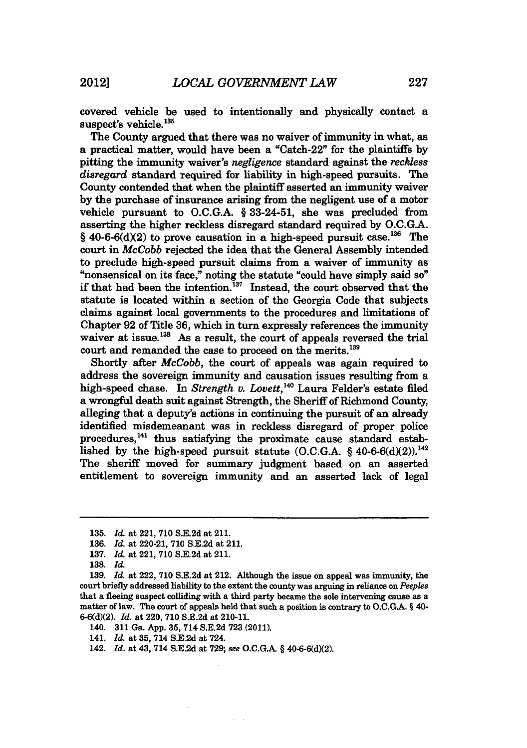covered vehicle be used to intentionally and physically contact a suspect's vehicle.[135]

The County argued that there was no waiver of immunity in what, as a practical matter, would have been a "Catch-22" for the plaintiffs by pitting the immunity waiver's *negligence* standard against the *reckless disregard* standard required for liability in high-speed pursuits. The County contended that when the plaintiff asserted an immunity waiver by the purchase of insurance arising from the negligent use of a motor vehicle pursuant to O.C.G.A. § 33-24-51, she was precluded from asserting the higher reckless disregard standard required by O.C.G.A. § 40-6-6(d)(2) to prove causation in a high-speed pursuit case.[136] The court in *McCobb* rejected the idea that the General Assembly intended to preclude high-speed pursuit claims from a waiver of immunity as "nonsensical on its face," noting the statute "could have simply said so" if that had been the intention.[137] Instead, the court observed that the statute is located within a section of the Georgia Code that subjects claims against local governments to the procedures and limitations of Chapter 92 of Title 36, which in turn expressly references the immunity waiver at issue.[138] As a result, the court of appeals reversed the trial court and remanded the case to proceed on the merits.[139]

Shortly after *McCobb*, the court of appeals was again required to address the sovereign immunity and causation issues resulting from a high-speed chase. In *Strength v. Lovett*,[140] Laura Felder's estate filed a wrongful death suit against Strength, the Sheriff of Richmond County, alleging that a deputy's actions in continuing the pursuit of an already identified misdemeanant was in reckless disregard of proper police procedures,[141] thus satisfying the proximate cause standard established by the high-speed pursuit statute (O.C.G.A. § 40-6-6(d)(2)).[142] The sheriff moved for summary judgment based on an asserted entitlement to sovereign immunity and an asserted lack of legal

---

135. *Id.* at 221, 710 S.E.2d at 211.

136. *Id.* at 220-21, 710 S.E.2d at 211.

137. *Id.* at 221, 710 S.E.2d at 211.

138. *Id.*

139. *Id.* at 222, 710 S.E.2d at 212. Although the issue on appeal was immunity, the court briefly addressed liability to the extent the county was arguing in reliance on *Peeples* that a fleeing suspect colliding with a third party became the sole intervening cause as a matter of law. The court of appeals held that such a position is contrary to O.C.G.A. § 40-6-6(d)(2). *Id.* at 220, 710 S.E.2d at 210-11.

140. 311 Ga. App. 35, 714 S.E.2d 723 (2011).

141. *Id.* at 35, 714 S.E.2d at 724.

142. *Id.* at 43, 714 S.E.2d at 729; *see* O.C.G.A. § 40-6-6(d)(2).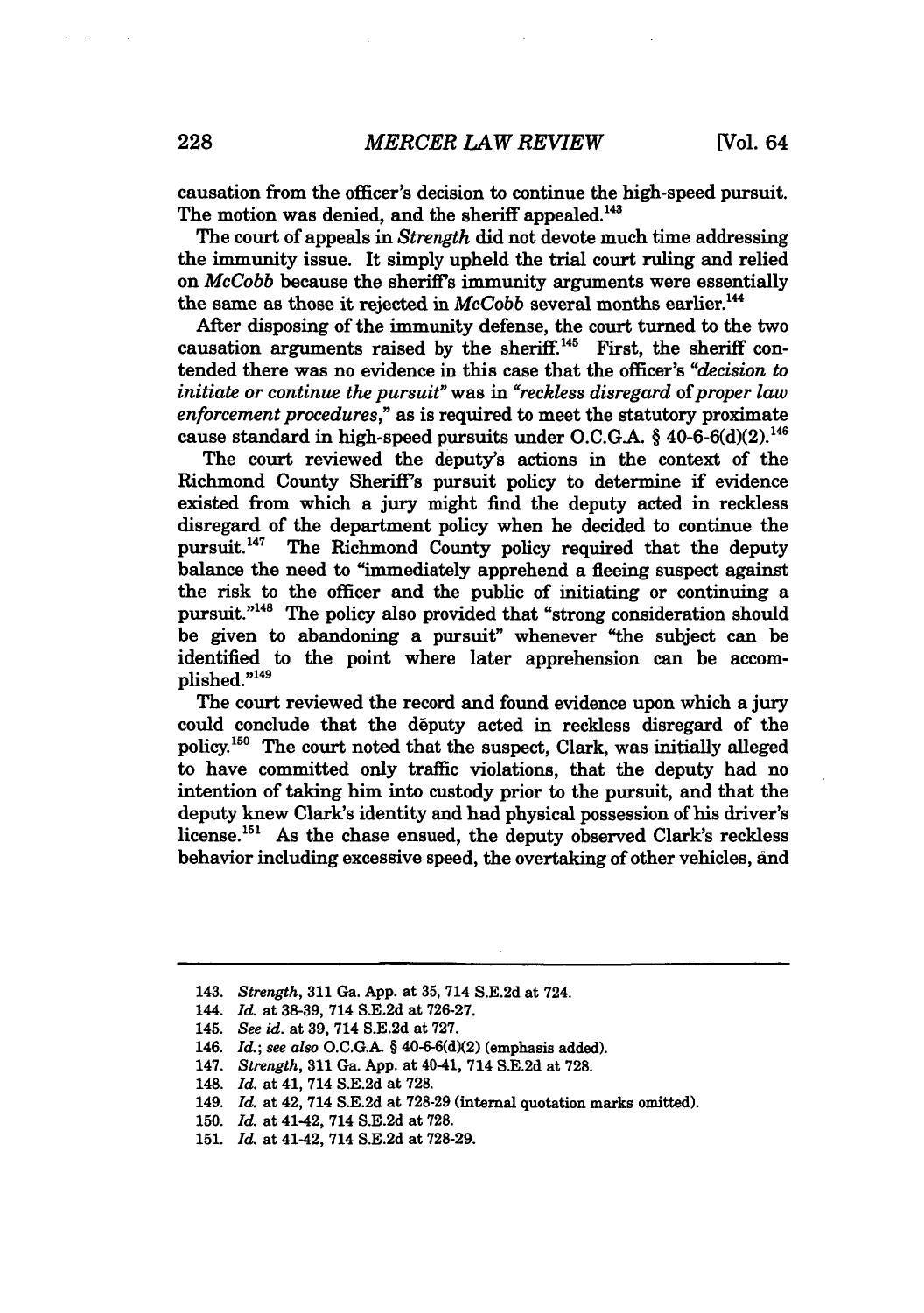causation from the officer's decision to continue the high-speed pursuit. The motion was denied, and the sheriff appealed.[143]

The court of appeals in *Strength* did not devote much time addressing the immunity issue. It simply upheld the trial court ruling and relied on *McCobb* because the sheriff's immunity arguments were essentially the same as those it rejected in *McCobb* several months earlier.[144]

After disposing of the immunity defense, the court turned to the two causation arguments raised by the sheriff.[145] First, the sheriff contended there was no evidence in this case that the officer's *"decision to initiate or continue the pursuit"* was in *"reckless disregard of proper law enforcement procedures,"* as is required to meet the statutory proximate cause standard in high-speed pursuits under O.C.G.A. § 40-6-6(d)(2).[146]

The court reviewed the deputy's actions in the context of the Richmond County Sheriff's pursuit policy to determine if evidence existed from which a jury might find the deputy acted in reckless disregard of the department policy when he decided to continue the pursuit.[147] The Richmond County policy required that the deputy balance the need to "immediately apprehend a fleeing suspect against the risk to the officer and the public of initiating or continuing a pursuit."[148] The policy also provided that "strong consideration should be given to abandoning a pursuit" whenever "the subject can be identified to the point where later apprehension can be accomplished."[149]

The court reviewed the record and found evidence upon which a jury could conclude that the deputy acted in reckless disregard of the policy.[150] The court noted that the suspect, Clark, was initially alleged to have committed only traffic violations, that the deputy had no intention of taking him into custody prior to the pursuit, and that the deputy knew Clark's identity and had physical possession of his driver's license.[151] As the chase ensued, the deputy observed Clark's reckless behavior including excessive speed, the overtaking of other vehicles, and

---

143. *Strength*, 311 Ga. App. at 35, 714 S.E.2d at 724.

144. *Id.* at 38-39, 714 S.E.2d at 726-27.

145. *See id.* at 39, 714 S.E.2d at 727.

146. *Id.*; *see also* O.C.G.A. § 40-6-6(d)(2) (emphasis added).

147. *Strength*, 311 Ga. App. at 40-41, 714 S.E.2d at 728.

148. *Id.* at 41, 714 S.E.2d at 728.

149. *Id.* at 42, 714 S.E.2d at 728-29 (internal quotation marks omitted).

150. *Id.* at 41-42, 714 S.E.2d at 728.

151. *Id.* at 41-42, 714 S.E.2d at 728-29.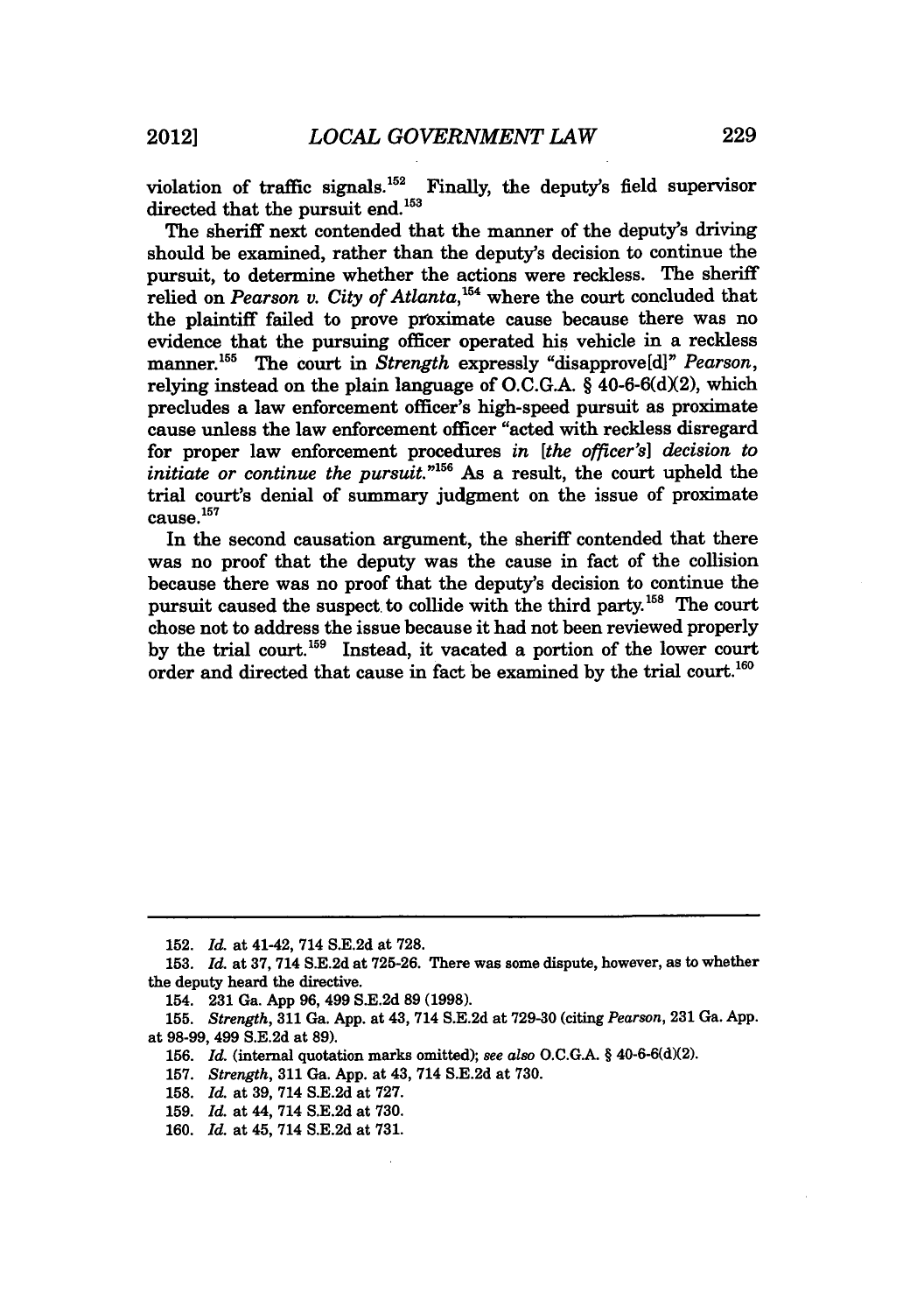violation of traffic signals.[152] Finally, the deputy's field supervisor directed that the pursuit end.[153]

The sheriff next contended that the manner of the deputy's driving should be examined, rather than the deputy's decision to continue the pursuit, to determine whether the actions were reckless. The sheriff relied on *Pearson v. City of Atlanta*,[154] where the court concluded that the plaintiff failed to prove proximate cause because there was no evidence that the pursuing officer operated his vehicle in a reckless manner.[155] The court in *Strength* expressly "disapprove[d]" *Pearson*, relying instead on the plain language of O.C.G.A. § 40-6-6(d)(2), which precludes a law enforcement officer's high-speed pursuit as proximate cause unless the law enforcement officer "acted with reckless disregard for proper law enforcement procedures *in [the officer's] decision to initiate or continue the pursuit*."[156] As a result, the court upheld the trial court's denial of summary judgment on the issue of proximate cause.[157]

In the second causation argument, the sheriff contended that there was no proof that the deputy was the cause in fact of the collision because there was no proof that the deputy's decision to continue the pursuit caused the suspect to collide with the third party.[158] The court chose not to address the issue because it had not been reviewed properly by the trial court.[159] Instead, it vacated a portion of the lower court order and directed that cause in fact be examined by the trial court.[160]

---

152. *Id.* at 41-42, 714 S.E.2d at 728.

153. *Id.* at 37, 714 S.E.2d at 725-26. There was some dispute, however, as to whether the deputy heard the directive.

154. 231 Ga. App 96, 499 S.E.2d 89 (1998).

155. *Strength*, 311 Ga. App. at 43, 714 S.E.2d at 729-30 (citing *Pearson*, 231 Ga. App. at 98-99, 499 S.E.2d at 89).

156. *Id.* (internal quotation marks omitted); *see also* O.C.G.A. § 40-6-6(d)(2).

157. *Strength*, 311 Ga. App. at 43, 714 S.E.2d at 730.

158. *Id.* at 39, 714 S.E.2d at 727.

159. *Id.* at 44, 714 S.E.2d at 730.

160. *Id.* at 45, 714 S.E.2d at 731.